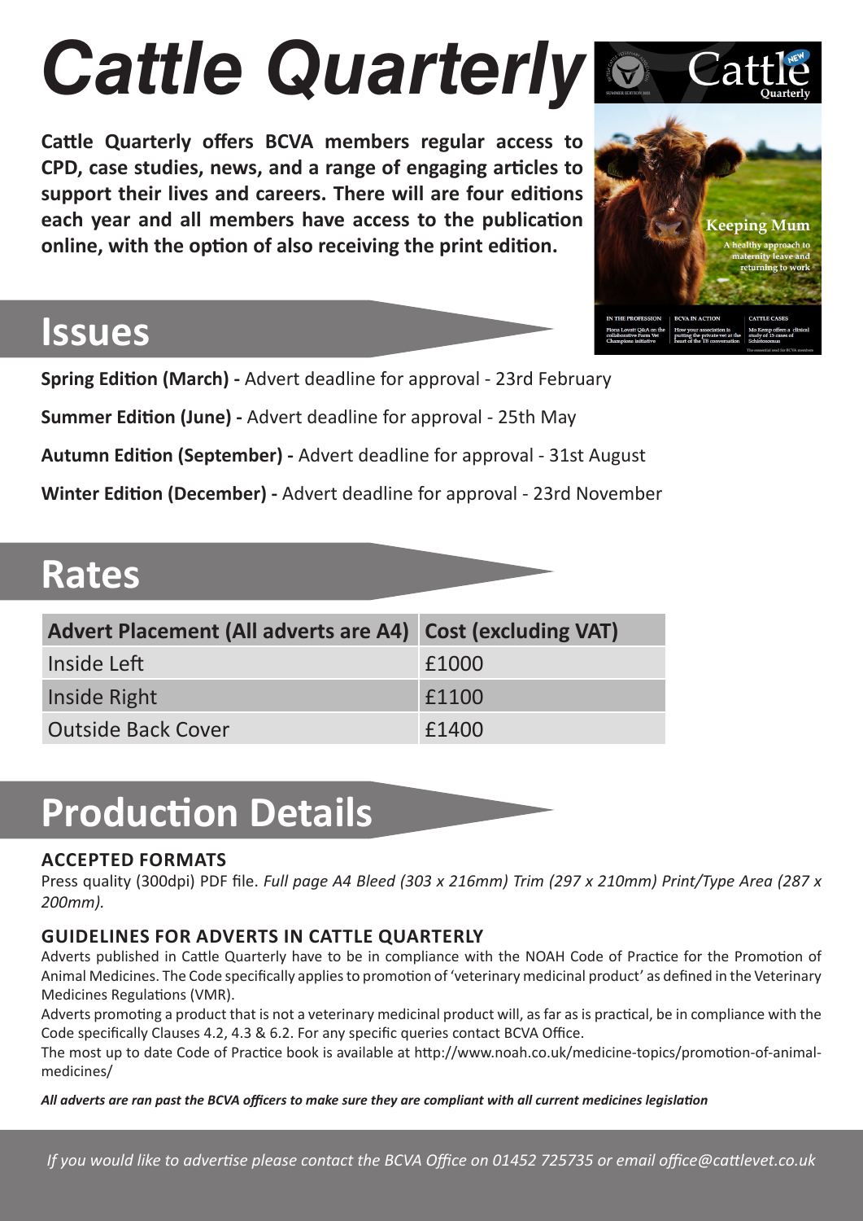# Cattle Quarterly

**Cattle Quarterly offers BCVA members regular access to CPD, case studies, news, and a range of engaging articles to support their lives and careers. There will are four editions each year and all members have access to the publication online, with the option of also receiving the print edition.**

## Issues

**Spring Edition (March) -** Advert deadline for approval - 23rd February

**Summer Edition (June) -** Advert deadline for approval - 25th May

**Autumn Edition (September) -** Advert deadline for approval - 31st August

**Winter Edition (December) -** Advert deadline for approval - 23rd November

## Rates

| Advert Placement (All adverts are A4) | Cost (excluding VAT) |
|---|---|
| Inside Left | £1000 |
| Inside Right | £1100 |
| Outside Back Cover | £1400 |

## Production Details

### ACCEPTED FORMATS

Press quality (300dpi) PDF file. *Full page A4 Bleed (303 x 216mm) Trim (297 x 210mm) Print/Type Area (287 x 200mm).*

### GUIDELINES FOR ADVERTS IN CATTLE QUARTERLY

Adverts published in Cattle Quarterly have to be in compliance with the NOAH Code of Practice for the Promotion of Animal Medicines. The Code specifically applies to promotion of 'veterinary medicinal product' as defined in the Veterinary Medicines Regulations (VMR).

Adverts promoting a product that is not a veterinary medicinal product will, as far as is practical, be in compliance with the Code specifically Clauses 4.2, 4.3 & 6.2. For any specific queries contact BCVA Office.

The most up to date Code of Practice book is available at http://www.noah.co.uk/medicine-topics/promotion-of-animal-medicines/

***All adverts are ran past the BCVA officers to make sure they are compliant with all current medicines legislation***

*If you would like to advertise please contact the BCVA Office on 01452 725735 or email office@cattlevet.co.uk*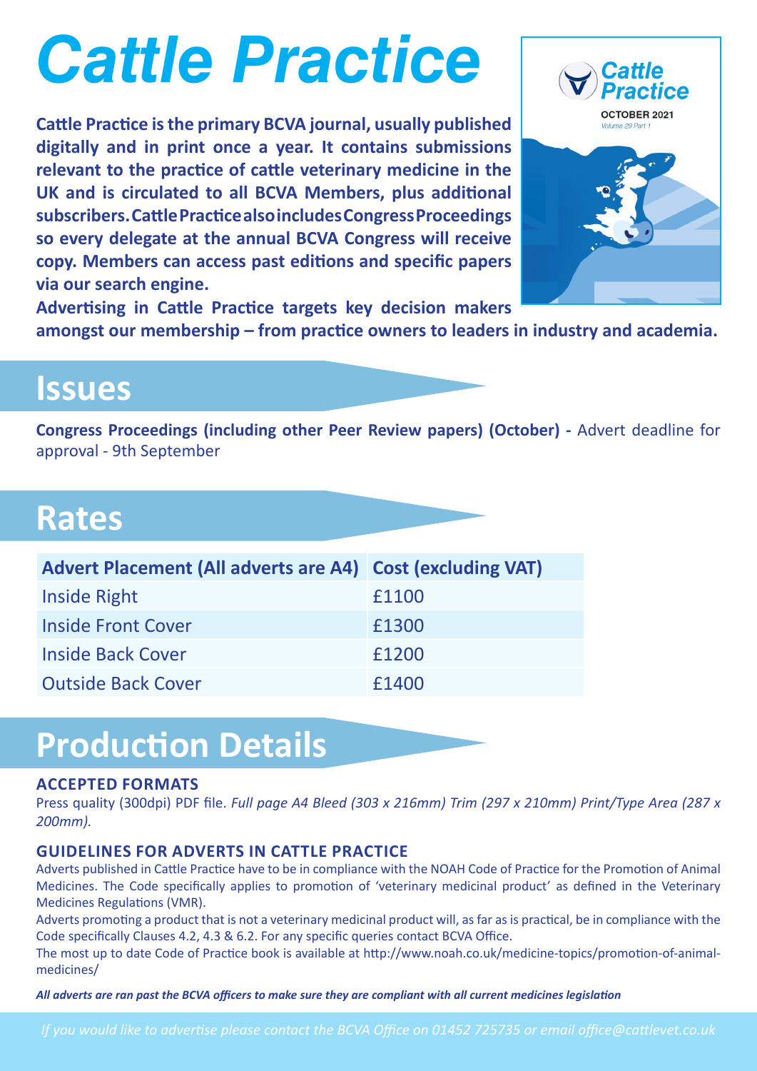# Cattle Practice

**Cattle Practice is the primary BCVA journal, usually published digitally and in print once a year. It contains submissions relevant to the practice of cattle veterinary medicine in the UK and is circulated to all BCVA Members, plus additional subscribers. Cattle Practice also includes Congress Proceedings so every delegate at the annual BCVA Congress will receive copy. Members can access past editions and specific papers via our search engine.**

**Advertising in Cattle Practice targets key decision makers amongst our membership – from practice owners to leaders in industry and academia.**

## Issues

**Congress Proceedings (including other Peer Review papers) (October) -** Advert deadline for approval - 9th September

## Rates

| Advert Placement (All adverts are A4) | Cost (excluding VAT) |
| --- | --- |
| Inside Right | £1100 |
| Inside Front Cover | £1300 |
| Inside Back Cover | £1200 |
| Outside Back Cover | £1400 |

## Production Details

### ACCEPTED FORMATS

Press quality (300dpi) PDF file. *Full page A4 Bleed (303 x 216mm) Trim (297 x 210mm) Print/Type Area (287 x 200mm).*

### GUIDELINES FOR ADVERTS IN CATTLE PRACTICE

Adverts published in Cattle Practice have to be in compliance with the NOAH Code of Practice for the Promotion of Animal Medicines. The Code specifically applies to promotion of 'veterinary medicinal product' as defined in the Veterinary Medicines Regulations (VMR).

Adverts promoting a product that is not a veterinary medicinal product will, as far as is practical, be in compliance with the Code specifically Clauses 4.2, 4.3 & 6.2. For any specific queries contact BCVA Office.

The most up to date Code of Practice book is available at http://www.noah.co.uk/medicine-topics/promotion-of-animal-medicines/

***All adverts are ran past the BCVA officers to make sure they are compliant with all current medicines legislation***

*If you would like to advertise please contact the BCVA Office on 01452 725735 or email office@cattlevet.co.uk*